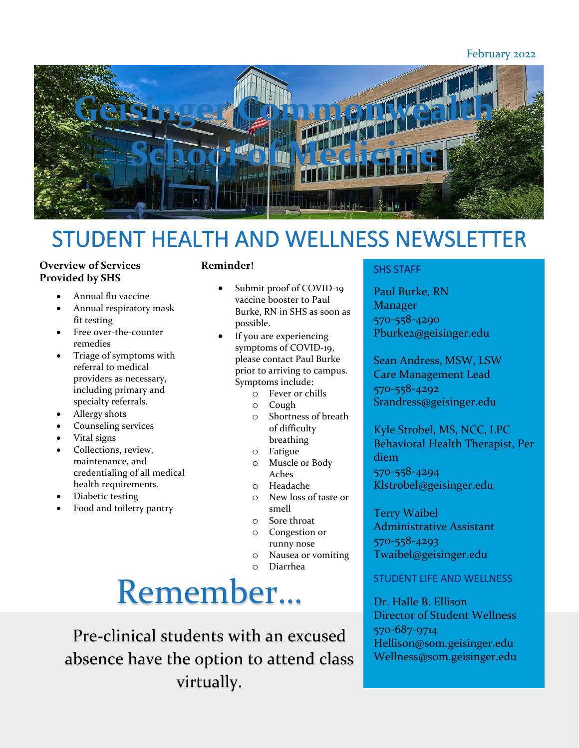February 2022

# Geisinger Commonwealth School of Medicine

# STUDENT HEALTH AND WELLNESS NEWSLETTER

**Overview of Services Provided by SHS**

- Annual flu vaccine
- Annual respiratory mask fit testing
- Free over-the-counter remedies
- Triage of symptoms with referral to medical providers as necessary, including primary and specialty referrals.
- Allergy shots
- Counseling services
- Vital signs
- Collections, review, maintenance, and credentialing of all medical health requirements.
- Diabetic testing
- Food and toiletry pantry

**Reminder!**

- Submit proof of COVID-19 vaccine booster to Paul Burke, RN in SHS as soon as possible.
- If you are experiencing symptoms of COVID-19, please contact Paul Burke prior to arriving to campus. Symptoms include:
  - Fever or chills
  - Cough
  - Shortness of breath of difficulty breathing
  - Fatigue
  - Muscle or Body Aches
  - Headache
  - New loss of taste or smell
  - Sore throat
  - Congestion or runny nose
  - Nausea or vomiting
  - Diarrhea

## SHS STAFF

Paul Burke, RN
Manager
570-558-4290
Pburke2@geisinger.edu

Sean Andress, MSW, LSW
Care Management Lead
570-558-4292
Srandress@geisinger.edu

Kyle Strobel, MS, NCC, LPC
Behavioral Health Therapist, Per diem
570-558-4294
Klstrobel@geisinger.edu

Terry Waibel
Administrative Assistant
570-558-4293
Twaibel@geisinger.edu

## STUDENT LIFE AND WELLNESS

Dr. Halle B. Ellison
Director of Student Wellness
570-687-9714
Hellison@som.geisinger.edu
Wellness@som.geisinger.edu

# Remember…

Pre-clinical students with an excused absence have the option to attend class virtually.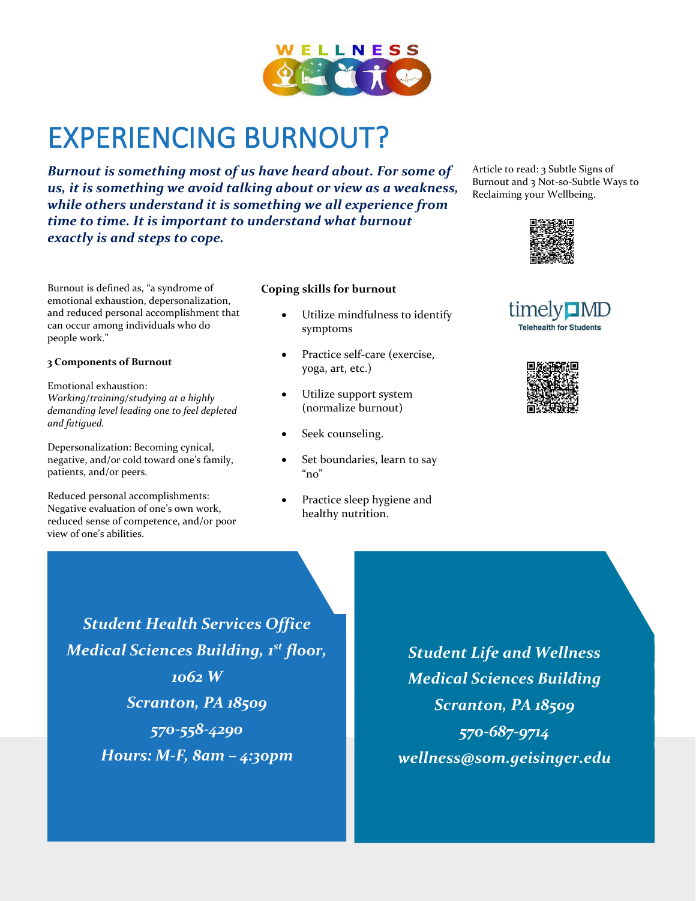WELLNESS

# EXPERIENCING BURNOUT?

***Burnout is something most of us have heard about. For some of us, it is something we avoid talking about or view as a weakness, while others understand it is something we all experience from time to time. It is important to understand what burnout exactly is and steps to cope.***

Article to read: 3 Subtle Signs of Burnout and 3 Not-so-Subtle Ways to Reclaiming your Wellbeing.

timelyMD
Telehealth for Students

Burnout is defined as, "a syndrome of emotional exhaustion, depersonalization, and reduced personal accomplishment that can occur among individuals who do people work."

**3 Components of Burnout**

Emotional exhaustion: *Working/training/studying at a highly demanding level leading one to feel depleted and fatigued.*

Depersonalization: Becoming cynical, negative, and/or cold toward one's family, patients, and/or peers.

Reduced personal accomplishments: Negative evaluation of one's own work, reduced sense of competence, and/or poor view of one's abilities.

**Coping skills for burnout**

- Utilize mindfulness to identify symptoms
- Practice self-care (exercise, yoga, art, etc.)
- Utilize support system (normalize burnout)
- Seek counseling.
- Set boundaries, learn to say "no"
- Practice sleep hygiene and healthy nutrition.

***Student Health Services Office***
***Medical Sciences Building, 1st floor, 1062 W***
***Scranton, PA 18509***
***570-558-4290***
***Hours: M-F, 8am – 4:30pm***

***Student Life and Wellness***
***Medical Sciences Building***
***Scranton, PA 18509***
***570-687-9714***
***wellness@som.geisinger.edu***